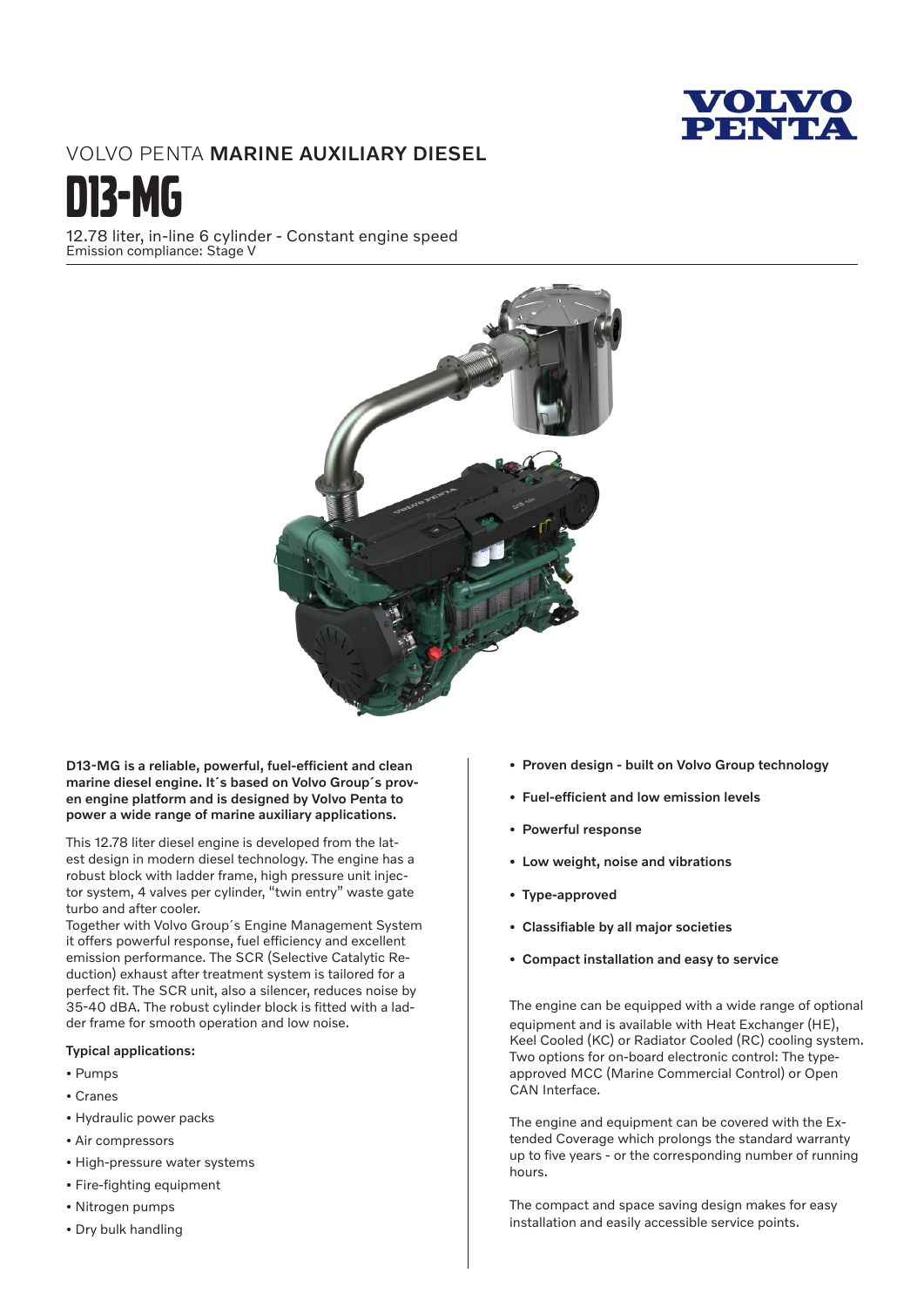VOLVO PENTA

VOLVO PENTA **MARINE AUXILIARY DIESEL**

# D13-MG

12.78 liter, in-line 6 cylinder - Constant engine speed
Emission compliance: Stage V

**D13-MG is a reliable, powerful, fuel-efficient and clean marine diesel engine. It´s based on Volvo Group´s proven engine platform and is designed by Volvo Penta to power a wide range of marine auxiliary applications.**

This 12.78 liter diesel engine is developed from the latest design in modern diesel technology. The engine has a robust block with ladder frame, high pressure unit injector system, 4 valves per cylinder, "twin entry" waste gate turbo and after cooler.
Together with Volvo Group´s Engine Management System it offers powerful response, fuel efficiency and excellent emission performance. The SCR (Selective Catalytic Reduction) exhaust after treatment system is tailored for a perfect fit. The SCR unit, also a silencer, reduces noise by 35-40 dBA. The robust cylinder block is fitted with a ladder frame for smooth operation and low noise.

**Typical applications:**

- Pumps
- Cranes
- Hydraulic power packs
- Air compressors
- High-pressure water systems
- Fire-fighting equipment
- Nitrogen pumps
- Dry bulk handling

- **Proven design - built on Volvo Group technology**
- **Fuel-efficient and low emission levels**
- **Powerful response**
- **Low weight, noise and vibrations**
- **Type-approved**
- **Classifiable by all major societies**
- **Compact installation and easy to service**

The engine can be equipped with a wide range of optional equipment and is available with Heat Exchanger (HE), Keel Cooled (KC) or Radiator Cooled (RC) cooling system. Two options for on-board electronic control: The type-approved MCC (Marine Commercial Control) or Open CAN Interface.

The engine and equipment can be covered with the Extended Coverage which prolongs the standard warranty up to five years - or the corresponding number of running hours.

The compact and space saving design makes for easy installation and easily accessible service points.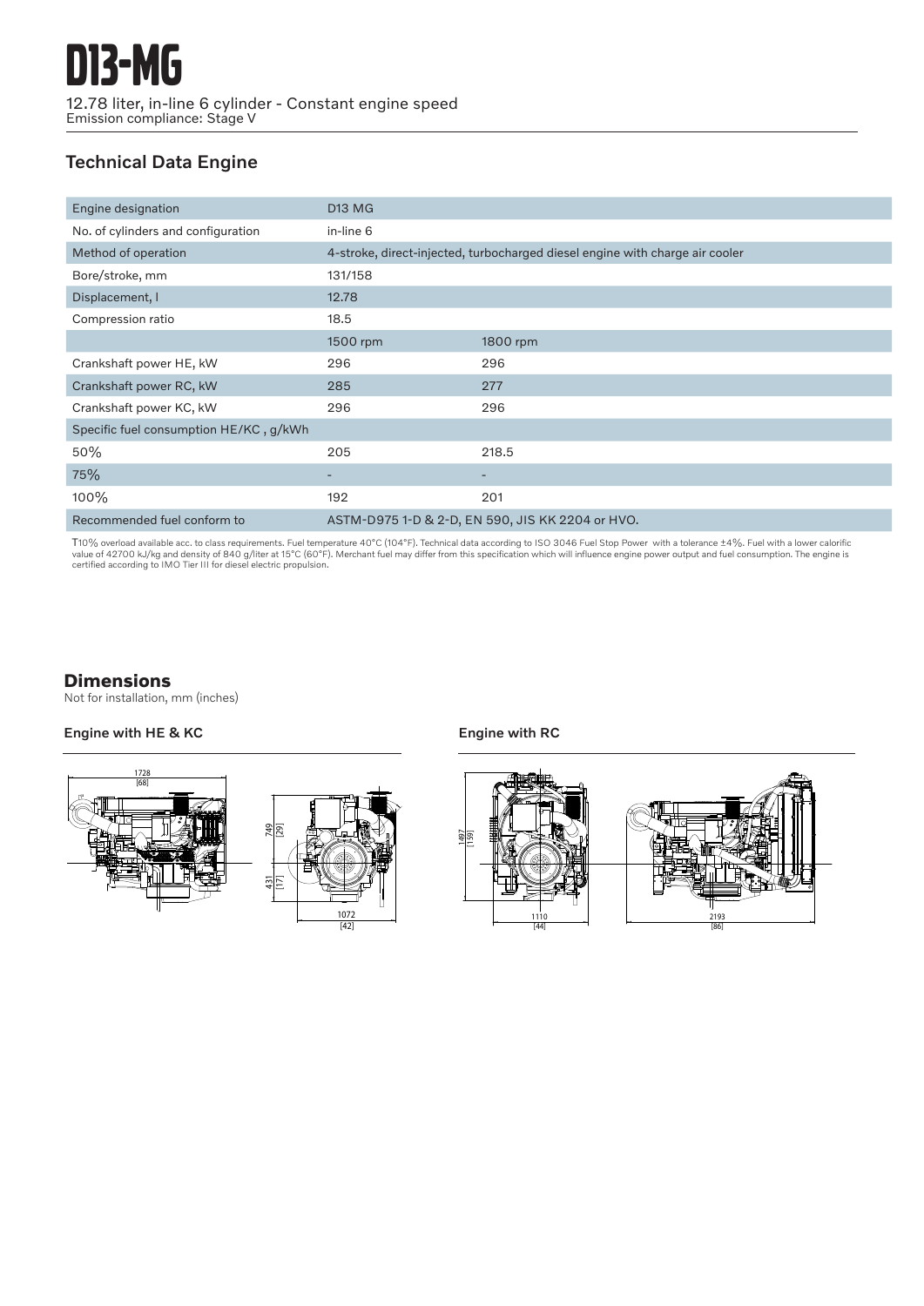# D13-MG

12.78 liter, in-line 6 cylinder - Constant engine speed
Emission compliance: Stage V

## Technical Data Engine

| Engine designation | D13 MG | |
|---|---|---|
| No. of cylinders and configuration | in-line 6 | |
| Method of operation | 4-stroke, direct-injected, turbocharged diesel engine with charge air cooler | |
| Bore/stroke, mm | 131/158 | |
| Displacement, l | 12.78 | |
| Compression ratio | 18.5 | |
| | 1500 rpm | 1800 rpm |
| Crankshaft power HE, kW | 296 | 296 |
| Crankshaft power RC, kW | 285 | 277 |
| Crankshaft power KC, kW | 296 | 296 |
| Specific fuel consumption HE/KC , g/kWh | | |
| 50% | 205 | 218.5 |
| 75% | - | - |
| 100% | 192 | 201 |
| Recommended fuel conform to | ASTM-D975 1-D & 2-D, EN 590, JIS KK 2204 or HVO. | |

T10% overload available acc. to class requirements. Fuel temperature 40°C (104°F). Technical data according to ISO 3046 Fuel Stop Power with a tolerance ±4%. Fuel with a lower calorific value of 42700 kJ/kg and density of 840 g/liter at 15°C (60°F). Merchant fuel may differ from this specification which will influence engine power output and fuel consumption. The engine is certified according to IMO Tier III for diesel electric propulsion.

## Dimensions

Not for installation, mm (inches)

### Engine with HE & KC

1728 [68]

749 [29]

431 [17]

1072 [42]

### Engine with RC

1497 [159]

1110 [44]

2193 [86]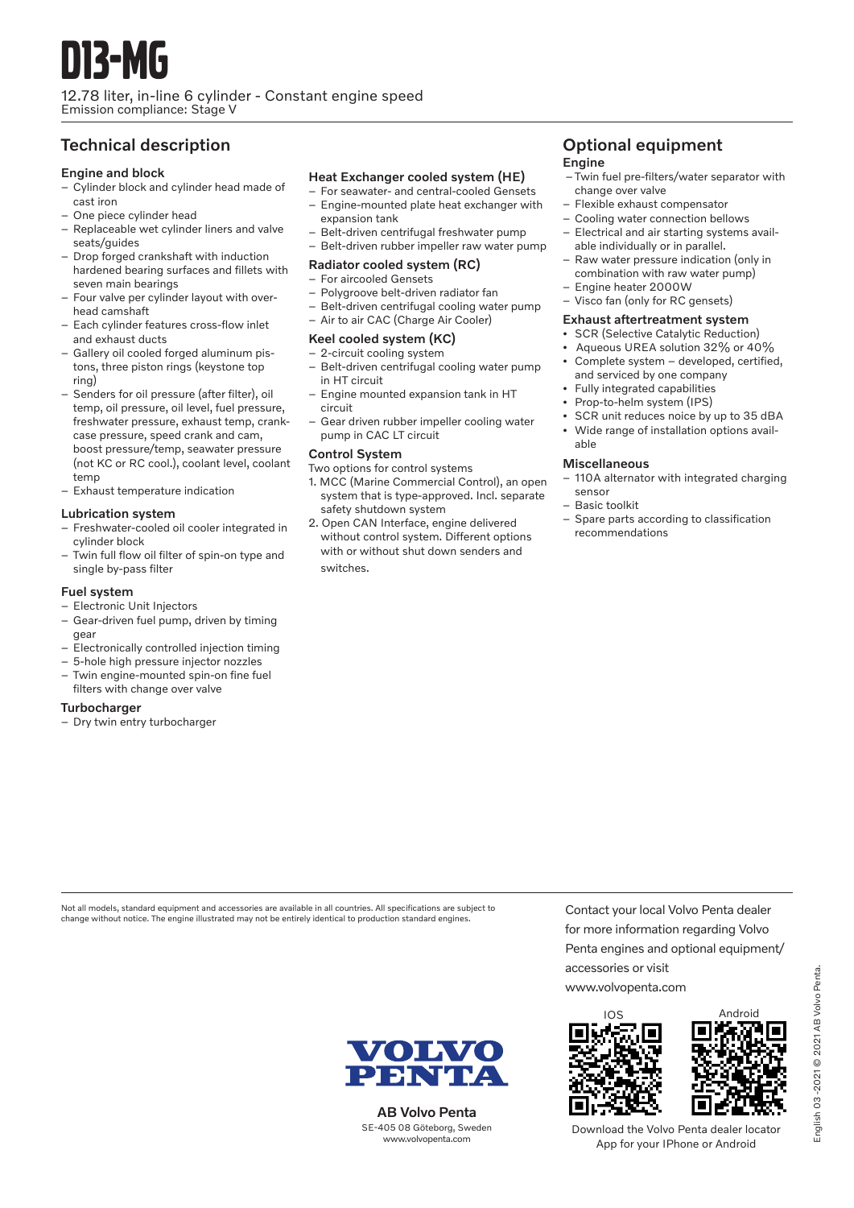# D13-MG

12.78 liter, in-line 6 cylinder - Constant engine speed
Emission compliance: Stage V

## Technical description

### Engine and block

- Cylinder block and cylinder head made of cast iron
- One piece cylinder head
- Replaceable wet cylinder liners and valve seats/guides
- Drop forged crankshaft with induction hardened bearing surfaces and fillets with seven main bearings
- Four valve per cylinder layout with overhead camshaft
- Each cylinder features cross-flow inlet and exhaust ducts
- Gallery oil cooled forged aluminum pistons, three piston rings (keystone top ring)
- Senders for oil pressure (after filter), oil temp, oil pressure, oil level, fuel pressure, freshwater pressure, exhaust temp, crankcase pressure, speed crank and cam, boost pressure/temp, seawater pressure (not KC or RC cool.), coolant level, coolant temp
- Exhaust temperature indication

### Lubrication system

- Freshwater-cooled oil cooler integrated in cylinder block
- Twin full flow oil filter of spin-on type and single by-pass filter

### Fuel system

- Electronic Unit Injectors
- Gear-driven fuel pump, driven by timing gear
- Electronically controlled injection timing
- 5-hole high pressure injector nozzles
- Twin engine-mounted spin-on fine fuel filters with change over valve

### Turbocharger

- Dry twin entry turbocharger

### Heat Exchanger cooled system (HE)

- For seawater- and central-cooled Gensets
- Engine-mounted plate heat exchanger with expansion tank
- Belt-driven centrifugal freshwater pump
- Belt-driven rubber impeller raw water pump

### Radiator cooled system (RC)

- For aircooled Gensets
- Polygroove belt-driven radiator fan
- Belt-driven centrifugal cooling water pump
- Air to air CAC (Charge Air Cooler)

### Keel cooled system (KC)

- 2-circuit cooling system
- Belt-driven centrifugal cooling water pump in HT circuit
- Engine mounted expansion tank in HT circuit
- Gear driven rubber impeller cooling water pump in CAC LT circuit

### Control System

Two options for control systems

1. MCC (Marine Commercial Control), an open system that is type-approved. Incl. separate safety shutdown system
2. Open CAN Interface, engine delivered without control system. Different options with or without shut down senders and switches.

## Optional equipment

### Engine

- Twin fuel pre-filters/water separator with change over valve
- Flexible exhaust compensator
- Cooling water connection bellows
- Electrical and air starting systems available individually or in parallel.
- Raw water pressure indication (only in combination with raw water pump)
- Engine heater 2000W
- Visco fan (only for RC gensets)

### Exhaust aftertreatment system

- SCR (Selective Catalytic Reduction)
- Aqueous UREA solution 32% or 40%
- Complete system – developed, certified, and serviced by one company
- Fully integrated capabilities
- Prop-to-helm system (IPS)
- SCR unit reduces noice by up to 35 dBA
- Wide range of installation options available

### Miscellaneous

- 110A alternator with integrated charging sensor
- Basic toolkit
- Spare parts according to classification recommendations

Not all models, standard equipment and accessories are available in all countries. All specifications are subject to change without notice. The engine illustrated may not be entirely identical to production standard engines.

Contact your local Volvo Penta dealer for more information regarding Volvo Penta engines and optional equipment/accessories or visit www.volvopenta.com

IOS

Android

Download the Volvo Penta dealer locator App for your IPhone or Android

VOLVO PENTA

**AB Volvo Penta**
SE-405 08 Göteborg, Sweden
www.volvopenta.com

English 03 -2021 © 2021 AB Volvo Penta.